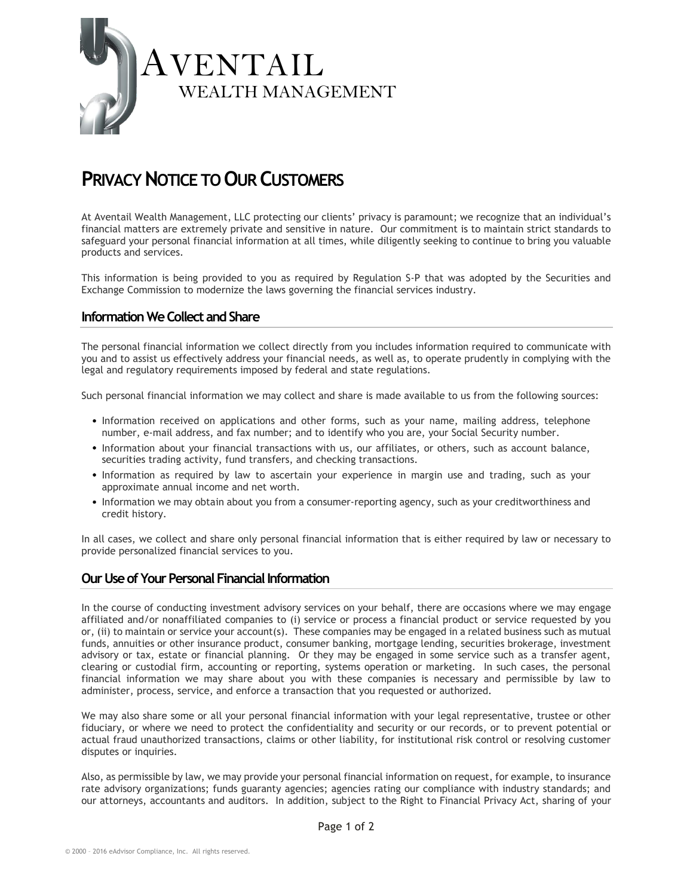# Aventail Wealth Management

## Privacy Notice to Our Customers

At Aventail Wealth Management, LLC protecting our clients' privacy is paramount; we recognize that an individual's financial matters are extremely private and sensitive in nature. Our commitment is to maintain strict standards to safeguard your personal financial information at all times, while diligently seeking to continue to bring you valuable products and services.

This information is being provided to you as required by Regulation S-P that was adopted by the Securities and Exchange Commission to modernize the laws governing the financial services industry.

### Information We Collect and Share

The personal financial information we collect directly from you includes information required to communicate with you and to assist us effectively address your financial needs, as well as, to operate prudently in complying with the legal and regulatory requirements imposed by federal and state regulations.

Such personal financial information we may collect and share is made available to us from the following sources:

- Information received on applications and other forms, such as your name, mailing address, telephone number, e-mail address, and fax number; and to identify who you are, your Social Security number.
- Information about your financial transactions with us, our affiliates, or others, such as account balance, securities trading activity, fund transfers, and checking transactions.
- Information as required by law to ascertain your experience in margin use and trading, such as your approximate annual income and net worth.
- Information we may obtain about you from a consumer-reporting agency, such as your creditworthiness and credit history.

In all cases, we collect and share only personal financial information that is either required by law or necessary to provide personalized financial services to you.

### Our Use of Your Personal Financial Information

In the course of conducting investment advisory services on your behalf, there are occasions where we may engage affiliated and/or nonaffiliated companies to (i) service or process a financial product or service requested by you or, (ii) to maintain or service your account(s). These companies may be engaged in a related business such as mutual funds, annuities or other insurance product, consumer banking, mortgage lending, securities brokerage, investment advisory or tax, estate or financial planning. Or they may be engaged in some service such as a transfer agent, clearing or custodial firm, accounting or reporting, systems operation or marketing. In such cases, the personal financial information we may share about you with these companies is necessary and permissible by law to administer, process, service, and enforce a transaction that you requested or authorized.

We may also share some or all your personal financial information with your legal representative, trustee or other fiduciary, or where we need to protect the confidentiality and security or our records, or to prevent potential or actual fraud unauthorized transactions, claims or other liability, for institutional risk control or resolving customer disputes or inquiries.

Also, as permissible by law, we may provide your personal financial information on request, for example, to insurance rate advisory organizations; funds guaranty agencies; agencies rating our compliance with industry standards; and our attorneys, accountants and auditors. In addition, subject to the Right to Financial Privacy Act, sharing of your

© 2000 – 2016 eAdvisor Compliance, Inc. All rights reserved.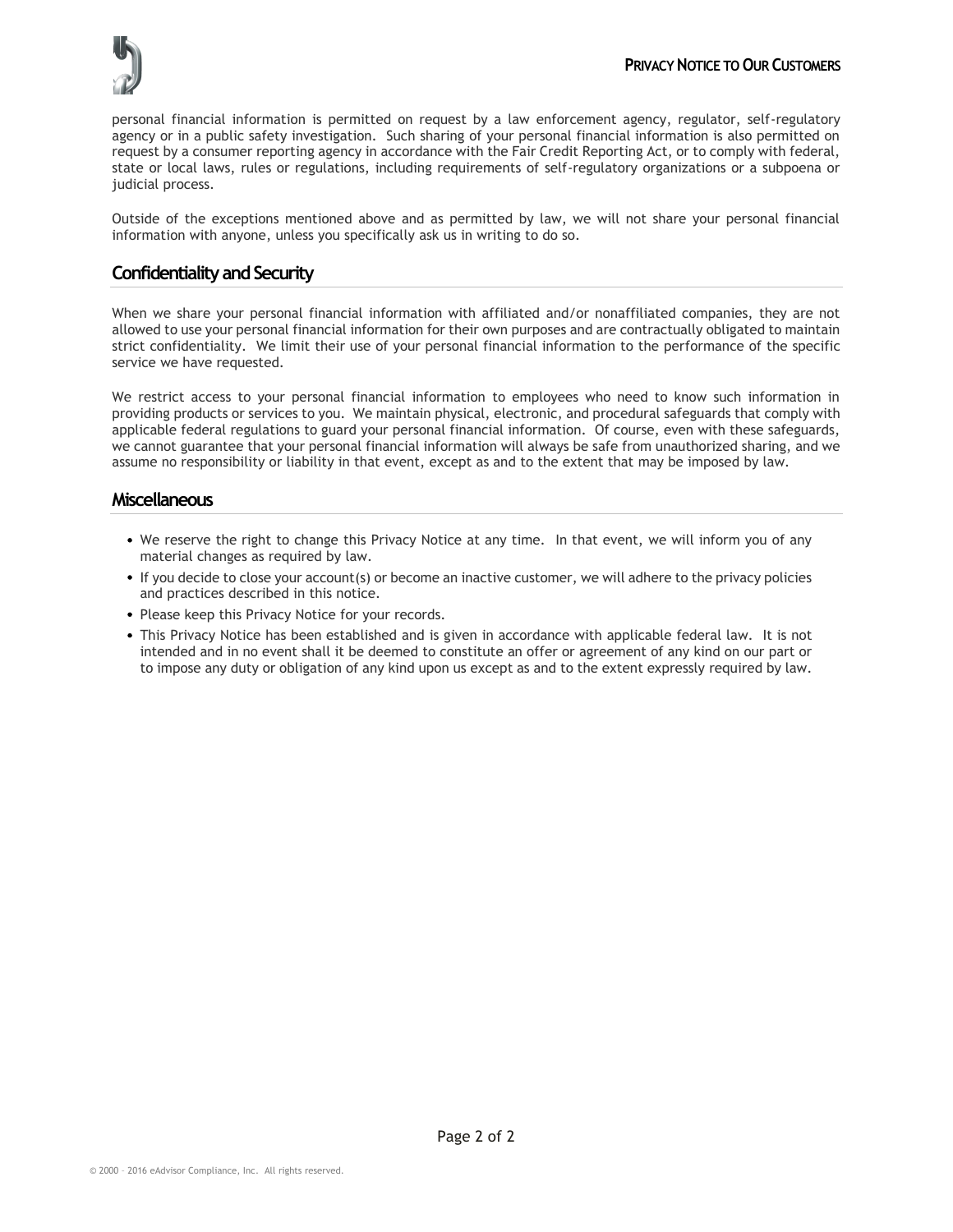personal financial information is permitted on request by a law enforcement agency, regulator, self-regulatory agency or in a public safety investigation. Such sharing of your personal financial information is also permitted on request by a consumer reporting agency in accordance with the Fair Credit Reporting Act, or to comply with federal, state or local laws, rules or regulations, including requirements of self-regulatory organizations or a subpoena or judicial process.

Outside of the exceptions mentioned above and as permitted by law, we will not share your personal financial information with anyone, unless you specifically ask us in writing to do so.

## Confidentiality and Security

When we share your personal financial information with affiliated and/or nonaffiliated companies, they are not allowed to use your personal financial information for their own purposes and are contractually obligated to maintain strict confidentiality. We limit their use of your personal financial information to the performance of the specific service we have requested.

We restrict access to your personal financial information to employees who need to know such information in providing products or services to you. We maintain physical, electronic, and procedural safeguards that comply with applicable federal regulations to guard your personal financial information. Of course, even with these safeguards, we cannot guarantee that your personal financial information will always be safe from unauthorized sharing, and we assume no responsibility or liability in that event, except as and to the extent that may be imposed by law.

## Miscellaneous

- We reserve the right to change this Privacy Notice at any time. In that event, we will inform you of any material changes as required by law.
- If you decide to close your account(s) or become an inactive customer, we will adhere to the privacy policies and practices described in this notice.
- Please keep this Privacy Notice for your records.
- This Privacy Notice has been established and is given in accordance with applicable federal law. It is not intended and in no event shall it be deemed to constitute an offer or agreement of any kind on our part or to impose any duty or obligation of any kind upon us except as and to the extent expressly required by law.

© 2000 - 2016 eAdvisor Compliance, Inc. All rights reserved.